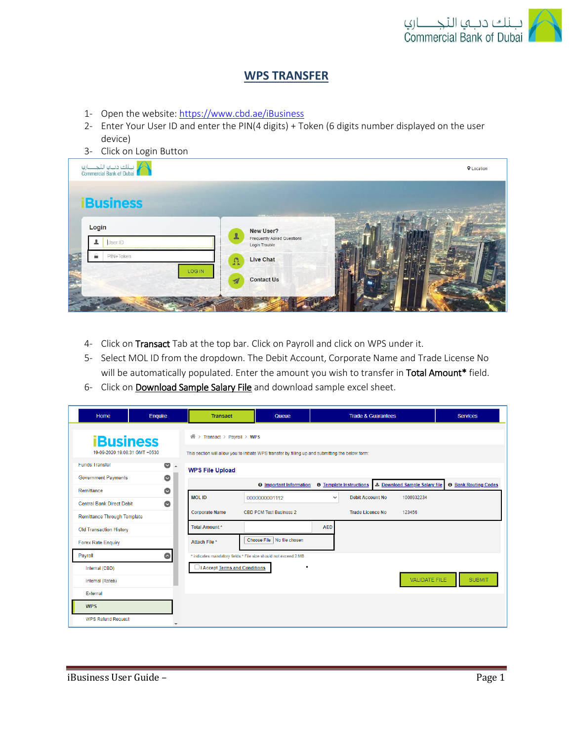# WPS TRANSFER

1- Open the website: https://www.cbd.ae/iBusiness
2- Enter Your User ID and enter the PIN(4 digits) + Token (6 digits number displayed on the user device)
3- Click on Login Button

4- Click on **Transact** Tab at the top bar. Click on Payroll and click on WPS under it.
5- Select MOL ID from the dropdown. The Debit Account, Corporate Name and Trade License No will be automatically populated. Enter the amount you wish to transfer in **Total Amount*** field.
6- Click on **Download Sample Salary File** and download sample excel sheet.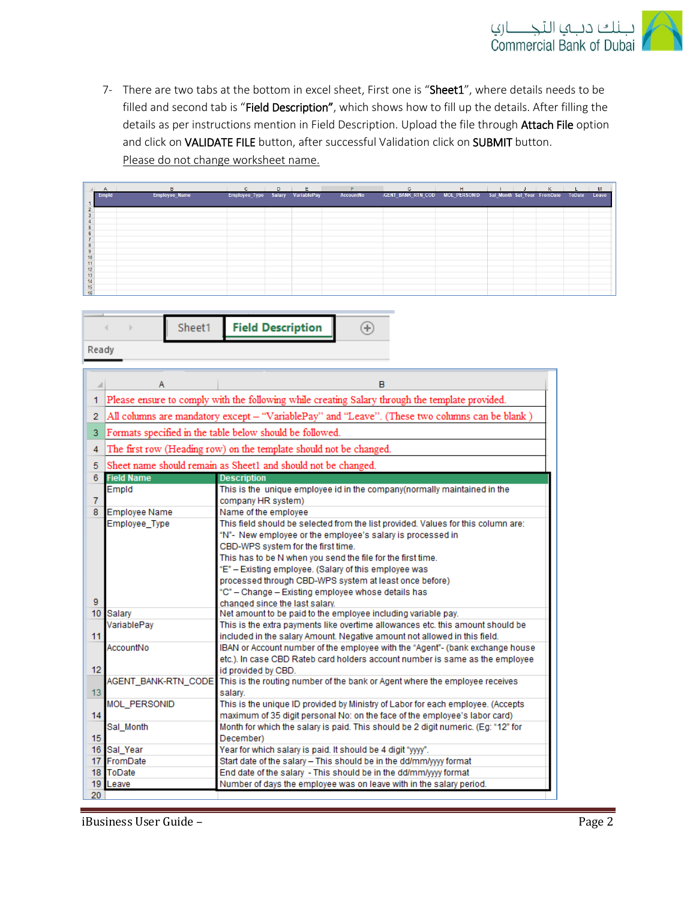7- There are two tabs at the bottom in excel sheet, First one is "**Sheet1**", where details needs to be filled and second tab is "**Field Description**", which shows how to fill up the details. After filling the details as per instructions mention in Field Description. Upload the file through **Attach File** option and click on **VALIDATE FILE** button, after successful Validation click on **SUBMIT** button.
<u>Please do not change worksheet name.</u>

| EmpId | Employee_Name | Employee_Type | Salary | VariablePay | AccountNo | AGENT_BANK_RTN_COD | MOL_PERSONID | Sal_Month | Sal_Year | FromDate | ToDate | Leave |
|---|---|---|---|---|---|---|---|---|---|---|---|---|

Sheet1 | **Field Description**

Please ensure to comply with the following while creating Salary through the template provided.

All columns are mandatory except – "VariablePay" and "Leave". (These two columns can be blank )

Formats specified in the table below should be followed.

The first row (Heading row) on the template should not be changed.

Sheet name should remain as Sheet1 and should not be changed.

| Field Name | Description |
|---|---|
| EmpId | This is the unique employee id in the company(normally maintained in the company HR system) |
| Employee Name | Name of the employee |
| Employee_Type | This field should be selected from the list provided. Values for this column are: "N"- New employee or the employee's salary is processed in CBD-WPS system for the first time. This has to be N when you send the file for the first time. "E" – Existing employee. (Salary of this employee was processed through CBD-WPS system at least once before) "C" – Change – Existing employee whose details has changed since the last salary. |
| Salary | Net amount to be paid to the employee including variable pay. |
| VariablePay | This is the extra payments like overtime allowances etc. this amount should be included in the salary Amount. Negative amount not allowed in this field. |
| AccountNo | IBAN or Account number of the employee with the "Agent"- (bank exchange house etc.). In case CBD Rateb card holders account number is same as the employee id provided by CBD. |
| AGENT_BANK-RTN_CODE | This is the routing number of the bank or Agent where the employee receives salary. |
| MOL_PERSONID | This is the unique ID provided by Ministry of Labor for each employee. (Accepts maximum of 35 digit personal No: on the face of the employee's labor card) |
| Sal_Month | Month for which the salary is paid. This should be 2 digit numeric. (Eg: "12" for December) |
| Sal_Year | Year for which salary is paid. It should be 4 digit "yyyy". |
| FromDate | Start date of the salary – This should be in the dd/mm/yyyy format |
| ToDate | End date of the salary - This should be in the dd/mm/yyyy format |
| Leave | Number of days the employee was on leave with in the salary period. |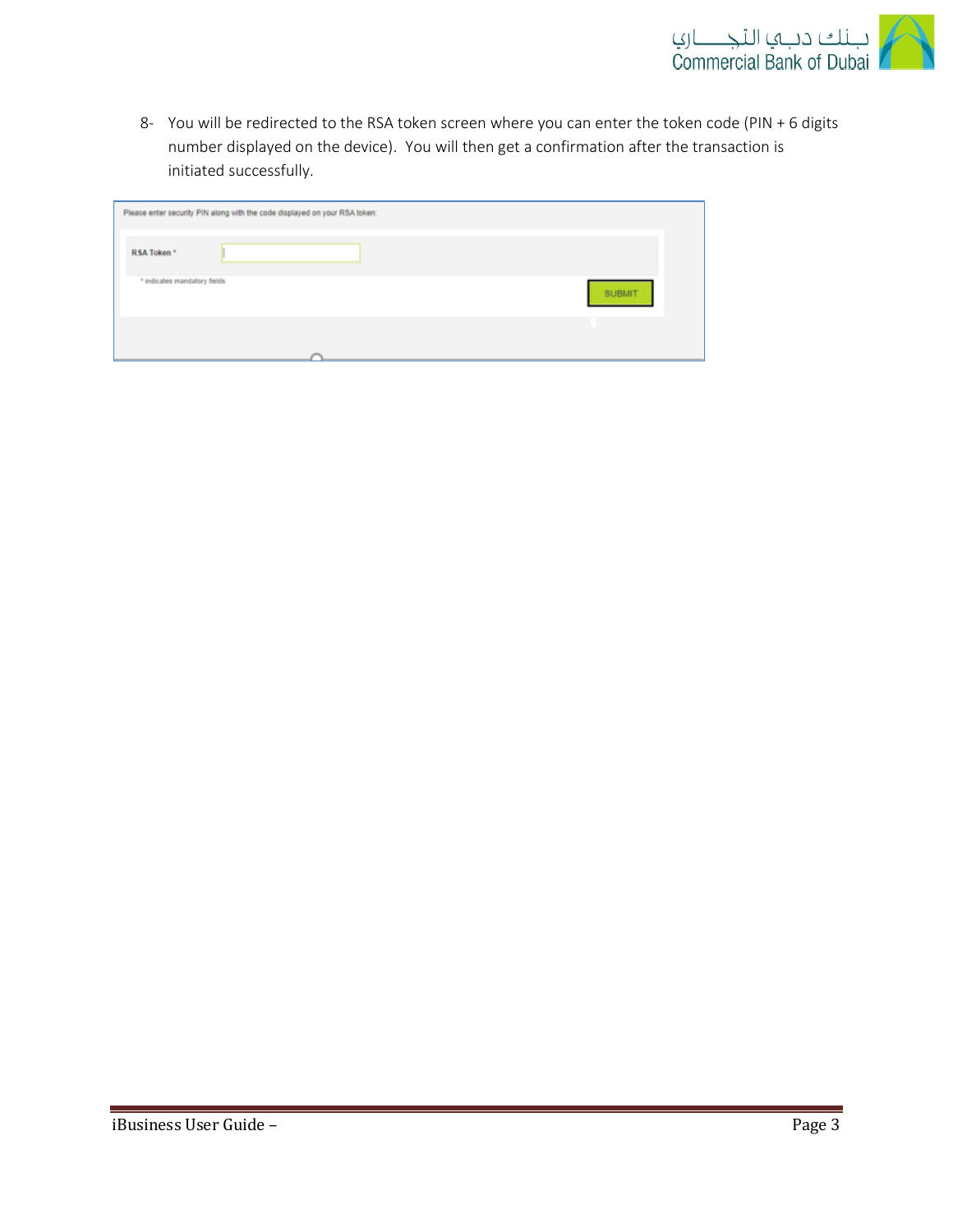8- You will be redirected to the RSA token screen where you can enter the token code (PIN + 6 digits number displayed on the device). You will then get a confirmation after the transaction is initiated successfully.

Please enter security PIN along with the code displayed on your RSA token:

RSA Token *

* indicates mandatory fields.

SUBMIT